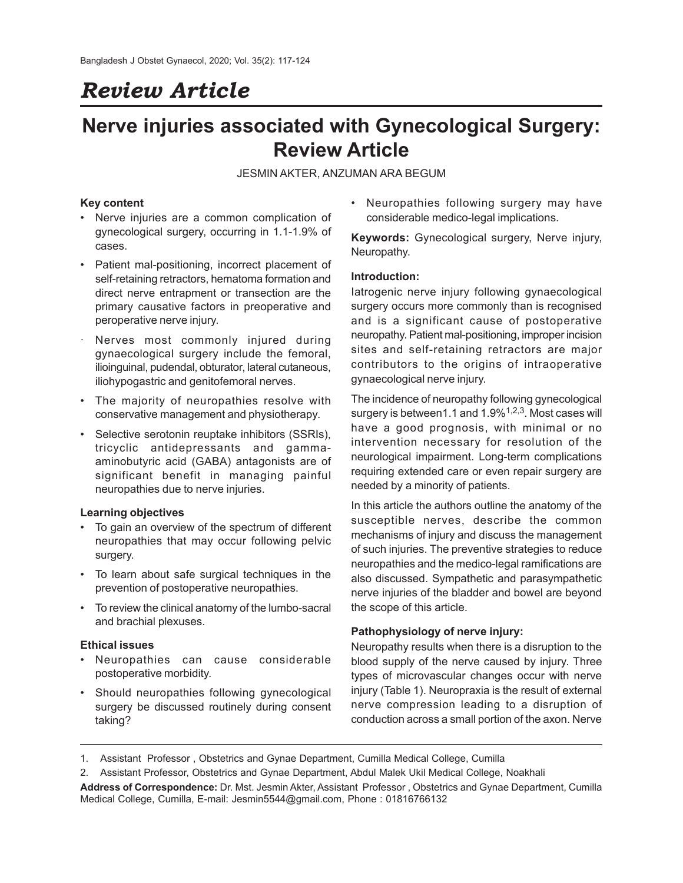# *Review Article*

# Nerve injuries associated with Gynecological Surgery: Review Article

JESMIN AKTER, ANZUMAN ARA BEGUM

### Key content

- Nerve injuries are a common complication of gynecological surgery, occurring in 1.1-1.9% of cases.
- Patient mal-positioning, incorrect placement of self-retaining retractors, hematoma formation and direct nerve entrapment or transection are the primary causative factors in preoperative and peroperative nerve injury.
- Nerves most commonly injured during gynaecological surgery include the femoral, ilioinguinal, pudendal, obturator, lateral cutaneous, iliohypogastric and genitofemoral nerves.
- The majority of neuropathies resolve with conservative management and physiotherapy.
- Selective serotonin reuptake inhibitors (SSRIs), tricyclic antidepressants and gamma-aminobutyric acid (GABA) antagonists are of significant benefit in managing painful neuropathies due to nerve injuries.

### Learning objectives

- To gain an overview of the spectrum of different neuropathies that may occur following pelvic surgery.
- To learn about safe surgical techniques in the prevention of postoperative neuropathies.
- To review the clinical anatomy of the lumbo-sacral and brachial plexuses.

### Ethical issues

- Neuropathies can cause considerable postoperative morbidity.
- Should neuropathies following gynecological surgery be discussed routinely during consent taking?
- Neuropathies following surgery may have considerable medico-legal implications.

**Keywords:** Gynecological surgery, Nerve injury, Neuropathy.

### Introduction:

Iatrogenic nerve injury following gynaecological surgery occurs more commonly than is recognised and is a significant cause of postoperative neuropathy. Patient mal-positioning, improper incision sites and self-retaining retractors are major contributors to the origins of intraoperative gynaecological nerve injury.

The incidence of neuropathy following gynecological surgery is between1.1 and 1.9%[1,2,3]. Most cases will have a good prognosis, with minimal or no intervention necessary for resolution of the neurological impairment. Long-term complications requiring extended care or even repair surgery are needed by a minority of patients.

In this article the authors outline the anatomy of the susceptible nerves, describe the common mechanisms of injury and discuss the management of such injuries. The preventive strategies to reduce neuropathies and the medico-legal ramifications are also discussed. Sympathetic and parasympathetic nerve injuries of the bladder and bowel are beyond the scope of this article.

### Pathophysiology of nerve injury:

Neuropathy results when there is a disruption to the blood supply of the nerve caused by injury. Three types of microvascular changes occur with nerve injury (Table 1). Neuropraxia is the result of external nerve compression leading to a disruption of conduction across a small portion of the axon. Nerve

1. Assistant Professor , Obstetrics and Gynae Department, Cumilla Medical College, Cumilla
2. Assistant Professor, Obstetrics and Gynae Department, Abdul Malek Ukil Medical College, Noakhali

**Address of Correspondence:** Dr. Mst. Jesmin Akter, Assistant Professor , Obstetrics and Gynae Department, Cumilla Medical College, Cumilla, E-mail: Jesmin5544@gmail.com, Phone : 01816766132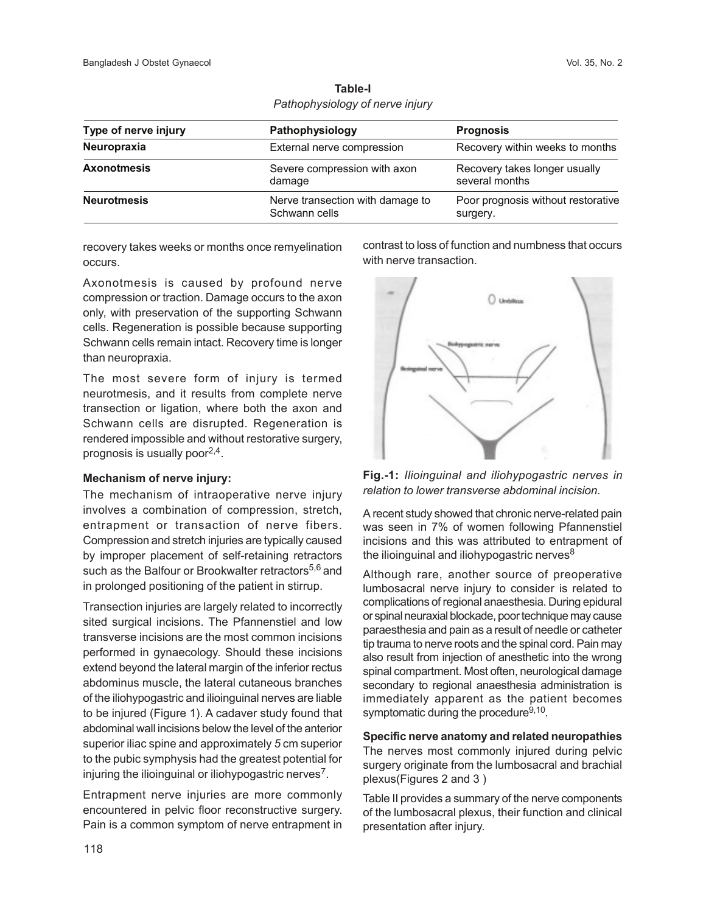**Table-I**
*Pathophysiology of nerve injury*

| Type of nerve injury | Pathophysiology | Prognosis |
|---|---|---|
| **Neuropraxia** | External nerve compression | Recovery within weeks to months |
| **Axonotmesis** | Severe compression with axon damage | Recovery takes longer usually several months |
| **Neurotmesis** | Nerve transection with damage to Schwann cells | Poor prognosis without restorative surgery. |

recovery takes weeks or months once remyelination occurs.

Axonotmesis is caused by profound nerve compression or traction. Damage occurs to the axon only, with preservation of the supporting Schwann cells. Regeneration is possible because supporting Schwann cells remain intact. Recovery time is longer than neuropraxia.

The most severe form of injury is termed neurotmesis, and it results from complete nerve transection or ligation, where both the axon and Schwann cells are disrupted. Regeneration is rendered impossible and without restorative surgery, prognosis is usually poor[2,4].

**Mechanism of nerve injury:**

The mechanism of intraoperative nerve injury involves a combination of compression, stretch, entrapment or transaction of nerve fibers. Compression and stretch injuries are typically caused by improper placement of self-retaining retractors such as the Balfour or Brookwalter retractors[5,6] and in prolonged positioning of the patient in stirrup.

Transection injuries are largely related to incorrectly sited surgical incisions. The Pfannenstiel and low transverse incisions are the most common incisions performed in gynaecology. Should these incisions extend beyond the lateral margin of the inferior rectus abdominus muscle, the lateral cutaneous branches of the iliohypogastric and ilioinguinal nerves are liable to be injured (Figure 1). A cadaver study found that abdominal wall incisions below the level of the anterior superior iliac spine and approximately *5* cm superior to the pubic symphysis had the greatest potential for injuring the ilioinguinal or iliohypogastric nerves[7].

Entrapment nerve injuries are more commonly encountered in pelvic floor reconstructive surgery. Pain is a common symptom of nerve entrapment in contrast to loss of function and numbness that occurs with nerve transaction.

**Fig.-1:** *Ilioinguinal and iliohypogastric nerves in relation to lower transverse abdominal incision.*

A recent study showed that chronic nerve-related pain was seen in 7% of women following Pfannenstiel incisions and this was attributed to entrapment of the ilioinguinal and iliohypogastric nerves[8]

Although rare, another source of preoperative lumbosacral nerve injury to consider is related to complications of regional anaesthesia. During epidural or spinal neuraxial blockade, poor technique may cause paraesthesia and pain as a result of needle or catheter tip trauma to nerve roots and the spinal cord. Pain may also result from injection of anesthetic into the wrong spinal compartment. Most often, neurological damage secondary to regional anaesthesia administration is immediately apparent as the patient becomes symptomatic during the procedure[9,10].

**Specific nerve anatomy and related neuropathies**

The nerves most commonly injured during pelvic surgery originate from the lumbosacral and brachial plexus(Figures 2 and 3 )

Table II provides a summary of the nerve components of the lumbosacral plexus, their function and clinical presentation after injury.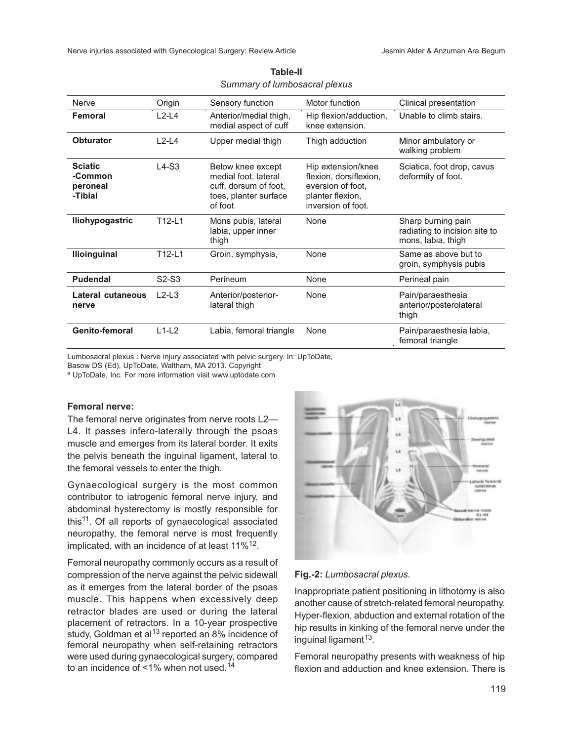**Table-II**

*Summary of lumbosacral plexus*

| Nerve | Origin | Sensory function | Motor function | Clinical presentation |
|---|---|---|---|---|
| **Femoral** | L2-L4 | Anterior/medial thigh, medial aspect of cuff | Hip flexion/adduction, knee extension. | Unable to climb stairs. |
| **Obturator** | L2-L4 | Upper medial thigh | Thigh adduction | Minor ambulatory or walking problem |
| **Sciatic -Common peroneal -Tibial** | L4-S3 | Below knee except medial foot, lateral cuff, dorsum of foot, toes, planter surface of foot | Hip extension/knee flexion, dorsiflexion, eversion of foot, planter flexion, inversion of foot. | Sciatica, foot drop, cavus deformity of foot. |
| **Iliohypogastric** | T12-L1 | Mons pubis, lateral labia, upper inner thigh | None | Sharp burning pain radiating to incision site to mons, labia, thigh |
| **Ilioinguinal** | T12-L1 | Groin, symphysis, | None | Same as above but to groin, symphysis pubis |
| **Pudendal** | S2-S3 | Perineum | None | Perineal pain |
| **Lateral cutaneous nerve** | L2-L3 | Anterior/posterior-lateral thigh | None | Pain/paraesthesia anterior/posterolateral thigh |
| **Genito-femoral** | L1-L2 | Labia, femoral triangle | None | Pain/paraesthesia labia, femoral triangle |

Lumbosacral plexus : Nerve injury associated with pelvic surgery. In: UpToDate, Basow DS (Ed), UpToDate, Waltham, MA 2013. Copyright
[a] UpToDate, Inc. For more information visit www.uptodate.com

### Femoral nerve:

The femoral nerve originates from nerve roots L2—L4. It passes infero-laterally through the psoas muscle and emerges from its lateral border. It exits the pelvis beneath the inguinal ligament, lateral to the femoral vessels to enter the thigh.

Gynaecological surgery is the most common contributor to iatrogenic femoral nerve injury, and abdominal hysterectomy is mostly responsible for this[11]. Of all reports of gynaecological associated neuropathy, the femoral nerve is most frequently implicated, with an incidence of at least 11%[12].

Femoral neuropathy commonly occurs as a result of compression of the nerve against the pelvic sidewall as it emerges from the lateral border of the psoas muscle. This happens when excessively deep retractor blades are used or during the lateral placement of retractors. In a 10-year prospective study, Goldman et al[13] reported an 8% incidence of femoral neuropathy when self-retaining retractors were used during gynaecological surgery, compared to an incidence of <1% when not used.[14]

**Fig.-2:** *Lumbosacral plexus.*

Inappropriate patient positioning in lithotomy is also another cause of stretch-related femoral neuropathy. Hyper-flexion, abduction and external rotation of the hip results in kinking of the femoral nerve under the inguinal ligament[13].

Femoral neuropathy presents with weakness of hip flexion and adduction and knee extension. There is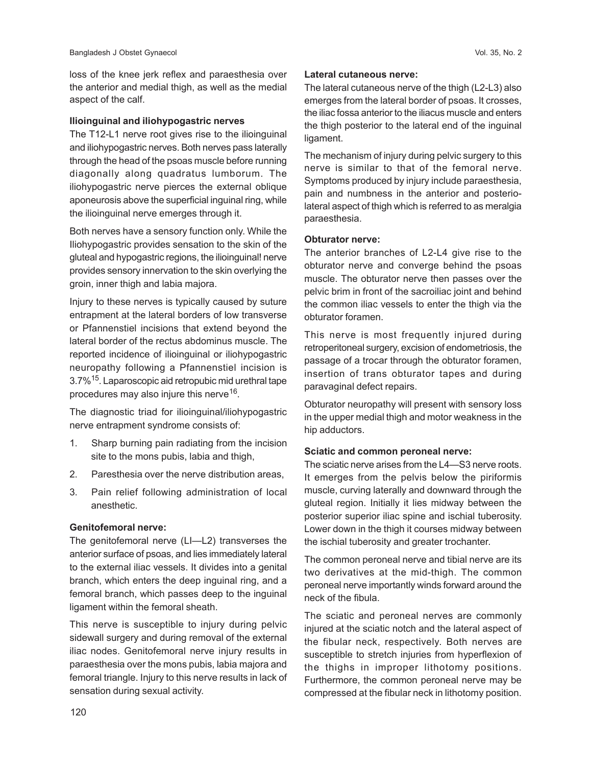loss of the knee jerk reflex and paraesthesia over the anterior and medial thigh, as well as the medial aspect of the calf.

**Ilioinguinal and iliohypogastric nerves**

The T12-L1 nerve root gives rise to the ilioinguinal and iliohypogastric nerves. Both nerves pass laterally through the head of the psoas muscle before running diagonally along quadratus lumborum. The iliohypogastric nerve pierces the external oblique aponeurosis above the superficial inguinal ring, while the ilioinguinal nerve emerges through it.

Both nerves have a sensory function only. While the Iliohypogastric provides sensation to the skin of the gluteal and hypogastric regions, the ilioinguinal! nerve provides sensory innervation to the skin overlying the groin, inner thigh and labia majora.

Injury to these nerves is typically caused by suture entrapment at the lateral borders of low transverse or Pfannenstiel incisions that extend beyond the lateral border of the rectus abdominus muscle. The reported incidence of ilioinguinal or iliohypogastric neuropathy following a Pfannenstiel incision is 3.7%[15]. Laparoscopic aid retropubic mid urethral tape procedures may also injure this nerve[16].

The diagnostic triad for ilioinguinal/iliohypogastric nerve entrapment syndrome consists of:

1. Sharp burning pain radiating from the incision site to the mons pubis, labia and thigh,
2. Paresthesia over the nerve distribution areas,
3. Pain relief following administration of local anesthetic.

**Genitofemoral nerve:**

The genitofemoral nerve (LI—L2) transverses the anterior surface of psoas, and lies immediately lateral to the external iliac vessels. It divides into a genital branch, which enters the deep inguinal ring, and a femoral branch, which passes deep to the inguinal ligament within the femoral sheath.

This nerve is susceptible to injury during pelvic sidewall surgery and during removal of the external iliac nodes. Genitofemoral nerve injury results in paraesthesia over the mons pubis, labia majora and femoral triangle. Injury to this nerve results in lack of sensation during sexual activity.

**Lateral cutaneous nerve:**

The lateral cutaneous nerve of the thigh (L2-L3) also emerges from the lateral border of psoas. It crosses, the iliac fossa anterior to the iliacus muscle and enters the thigh posterior to the lateral end of the inguinal ligament.

The mechanism of injury during pelvic surgery to this nerve is similar to that of the femoral nerve. Symptoms produced by injury include paraesthesia, pain and numbness in the anterior and posterio-lateral aspect of thigh which is referred to as meralgia paraesthesia.

**Obturator nerve:**

The anterior branches of L2-L4 give rise to the obturator nerve and converge behind the psoas muscle. The obturator nerve then passes over the pelvic brim in front of the sacroiliac joint and behind the common iliac vessels to enter the thigh via the obturator foramen.

This nerve is most frequently injured during retroperitoneal surgery, excision of endometriosis, the passage of a trocar through the obturator foramen, insertion of trans obturator tapes and during paravaginal defect repairs.

Obturator neuropathy will present with sensory loss in the upper medial thigh and motor weakness in the hip adductors.

**Sciatic and common peroneal nerve:**

The sciatic nerve arises from the L4—S3 nerve roots. It emerges from the pelvis below the piriformis muscle, curving laterally and downward through the gluteal region. Initially it lies midway between the posterior superior iliac spine and ischial tuberosity. Lower down in the thigh it courses midway between the ischial tuberosity and greater trochanter.

The common peroneal nerve and tibial nerve are its two derivatives at the mid-thigh. The common peroneal nerve importantly winds forward around the neck of the fibula.

The sciatic and peroneal nerves are commonly injured at the sciatic notch and the lateral aspect of the fibular neck, respectively. Both nerves are susceptible to stretch injuries from hyperflexion of the thighs in improper lithotomy positions. Furthermore, the common peroneal nerve may be compressed at the fibular neck in lithotomy position.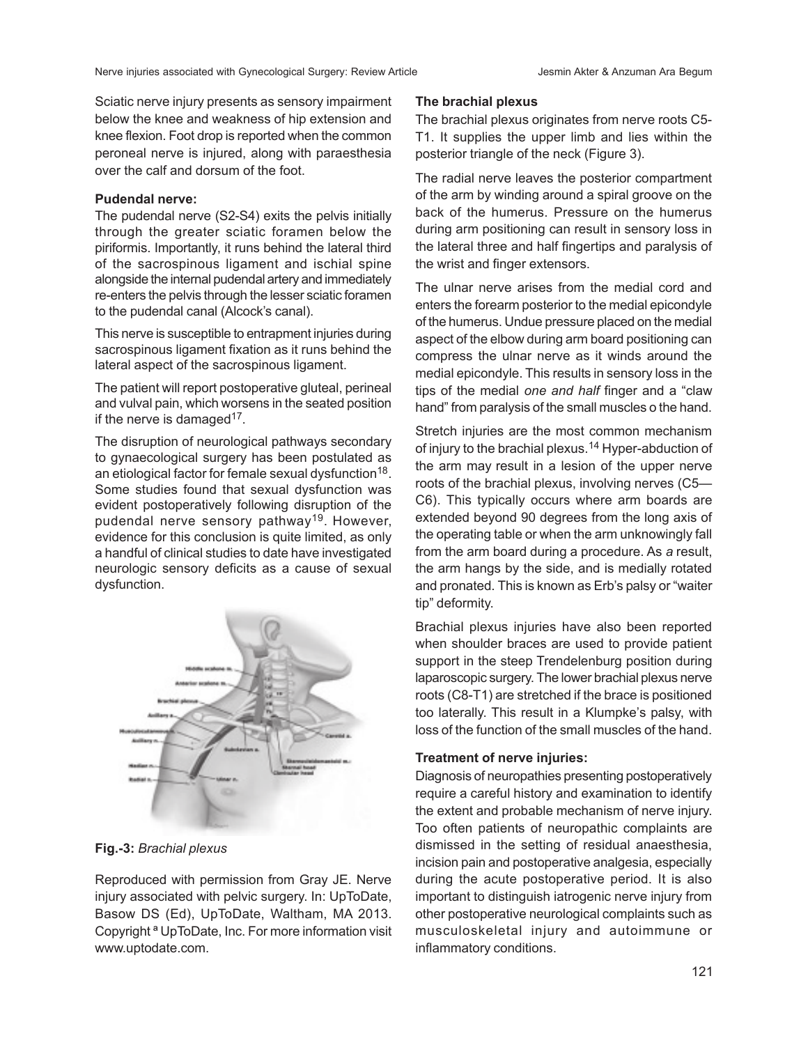Sciatic nerve injury presents as sensory impairment below the knee and weakness of hip extension and knee flexion. Foot drop is reported when the common peroneal nerve is injured, along with paraesthesia over the calf and dorsum of the foot.

**Pudendal nerve:**

The pudendal nerve (S2-S4) exits the pelvis initially through the greater sciatic foramen below the piriformis. Importantly, it runs behind the lateral third of the sacrospinous ligament and ischial spine alongside the internal pudendal artery and immediately re-enters the pelvis through the lesser sciatic foramen to the pudendal canal (Alcock's canal).

This nerve is susceptible to entrapment injuries during sacrospinous ligament fixation as it runs behind the lateral aspect of the sacrospinous ligament.

The patient will report postoperative gluteal, perineal and vulval pain, which worsens in the seated position if the nerve is damaged[17].

The disruption of neurological pathways secondary to gynaecological surgery has been postulated as an etiological factor for female sexual dysfunction[18]. Some studies found that sexual dysfunction was evident postoperatively following disruption of the pudendal nerve sensory pathway[19]. However, evidence for this conclusion is quite limited, as only a handful of clinical studies to date have investigated neurologic sensory deficits as a cause of sexual dysfunction.

**Fig.-3:** *Brachial plexus*

Reproduced with permission from Gray JE. Nerve injury associated with pelvic surgery. In: UpToDate, Basow DS (Ed), UpToDate, Waltham, MA 2013. Copyright ª UpToDate, Inc. For more information visit www.uptodate.com.

**The brachial plexus**

The brachial plexus originates from nerve roots C5-T1. It supplies the upper limb and lies within the posterior triangle of the neck (Figure 3).

The radial nerve leaves the posterior compartment of the arm by winding around a spiral groove on the back of the humerus. Pressure on the humerus during arm positioning can result in sensory loss in the lateral three and half fingertips and paralysis of the wrist and finger extensors.

The ulnar nerve arises from the medial cord and enters the forearm posterior to the medial epicondyle of the humerus. Undue pressure placed on the medial aspect of the elbow during arm board positioning can compress the ulnar nerve as it winds around the medial epicondyle. This results in sensory loss in the tips of the medial *one and half* finger and a "claw hand" from paralysis of the small muscles o the hand.

Stretch injuries are the most common mechanism of injury to the brachial plexus.[14] Hyper-abduction of the arm may result in a lesion of the upper nerve roots of the brachial plexus, involving nerves (C5—C6). This typically occurs where arm boards are extended beyond 90 degrees from the long axis of the operating table or when the arm unknowingly fall from the arm board during a procedure. As *a* result, the arm hangs by the side, and is medially rotated and pronated. This is known as Erb's palsy or "waiter tip" deformity.

Brachial plexus injuries have also been reported when shoulder braces are used to provide patient support in the steep Trendelenburg position during laparoscopic surgery. The lower brachial plexus nerve roots (C8-T1) are stretched if the brace is positioned too laterally. This result in a Klumpke's palsy, with loss of the function of the small muscles of the hand.

**Treatment of nerve injuries:**

Diagnosis of neuropathies presenting postoperatively require a careful history and examination to identify the extent and probable mechanism of nerve injury. Too often patients of neuropathic complaints are dismissed in the setting of residual anaesthesia, incision pain and postoperative analgesia, especially during the acute postoperative period. It is also important to distinguish iatrogenic nerve injury from other postoperative neurological complaints such as musculoskeletal injury and autoimmune or inflammatory conditions.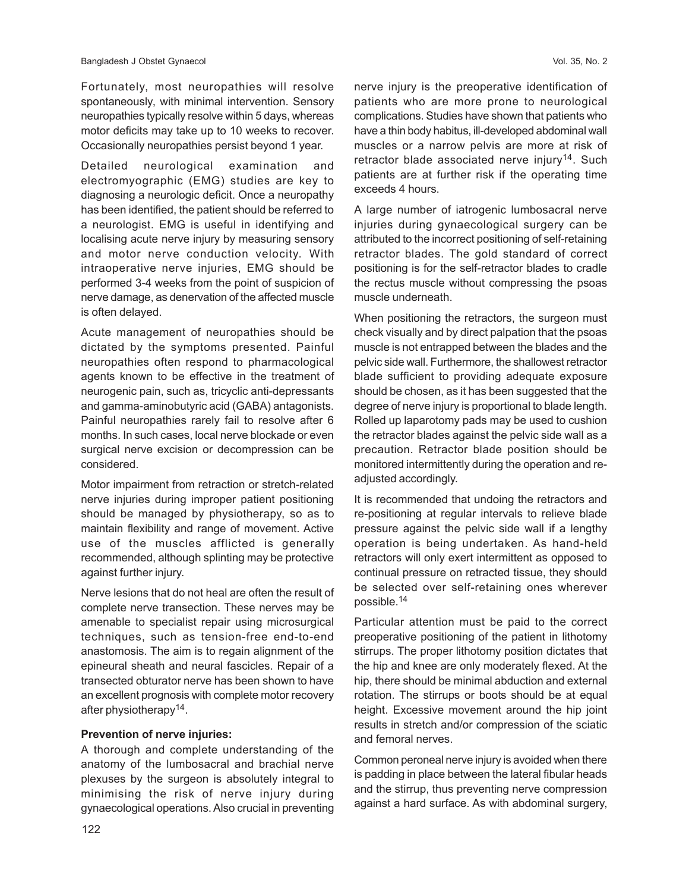Fortunately, most neuropathies will resolve spontaneously, with minimal intervention. Sensory neuropathies typically resolve within 5 days, whereas motor deficits may take up to 10 weeks to recover. Occasionally neuropathies persist beyond 1 year.

Detailed neurological examination and electromyographic (EMG) studies are key to diagnosing a neurologic deficit. Once a neuropathy has been identified, the patient should be referred to a neurologist. EMG is useful in identifying and localising acute nerve injury by measuring sensory and motor nerve conduction velocity. With intraoperative nerve injuries, EMG should be performed 3-4 weeks from the point of suspicion of nerve damage, as denervation of the affected muscle is often delayed.

Acute management of neuropathies should be dictated by the symptoms presented. Painful neuropathies often respond to pharmacological agents known to be effective in the treatment of neurogenic pain, such as, tricyclic anti-depressants and gamma-aminobutyric acid (GABA) antagonists. Painful neuropathies rarely fail to resolve after 6 months. In such cases, local nerve blockade or even surgical nerve excision or decompression can be considered.

Motor impairment from retraction or stretch-related nerve injuries during improper patient positioning should be managed by physiotherapy, so as to maintain flexibility and range of movement. Active use of the muscles afflicted is generally recommended, although splinting may be protective against further injury.

Nerve lesions that do not heal are often the result of complete nerve transection. These nerves may be amenable to specialist repair using microsurgical techniques, such as tension-free end-to-end anastomosis. The aim is to regain alignment of the epineural sheath and neural fascicles. Repair of a transected obturator nerve has been shown to have an excellent prognosis with complete motor recovery after physiotherapy[14].

**Prevention of nerve injuries:**

A thorough and complete understanding of the anatomy of the lumbosacral and brachial nerve plexuses by the surgeon is absolutely integral to minimising the risk of nerve injury during gynaecological operations. Also crucial in preventing nerve injury is the preoperative identification of patients who are more prone to neurological complications. Studies have shown that patients who have a thin body habitus, ill-developed abdominal wall muscles or a narrow pelvis are more at risk of retractor blade associated nerve injury[14]. Such patients are at further risk if the operating time exceeds 4 hours.

A large number of iatrogenic lumbosacral nerve injuries during gynaecological surgery can be attributed to the incorrect positioning of self-retaining retractor blades. The gold standard of correct positioning is for the self-retractor blades to cradle the rectus muscle without compressing the psoas muscle underneath.

When positioning the retractors, the surgeon must check visually and by direct palpation that the psoas muscle is not entrapped between the blades and the pelvic side wall. Furthermore, the shallowest retractor blade sufficient to providing adequate exposure should be chosen, as it has been suggested that the degree of nerve injury is proportional to blade length. Rolled up laparotomy pads may be used to cushion the retractor blades against the pelvic side wall as a precaution. Retractor blade position should be monitored intermittently during the operation and re-adjusted accordingly.

It is recommended that undoing the retractors and re-positioning at regular intervals to relieve blade pressure against the pelvic side wall if a lengthy operation is being undertaken. As hand-held retractors will only exert intermittent as opposed to continual pressure on retracted tissue, they should be selected over self-retaining ones wherever possible.[14]

Particular attention must be paid to the correct preoperative positioning of the patient in lithotomy stirrups. The proper lithotomy position dictates that the hip and knee are only moderately flexed. At the hip, there should be minimal abduction and external rotation. The stirrups or boots should be at equal height. Excessive movement around the hip joint results in stretch and/or compression of the sciatic and femoral nerves.

Common peroneal nerve injury is avoided when there is padding in place between the lateral fibular heads and the stirrup, thus preventing nerve compression against a hard surface. As with abdominal surgery,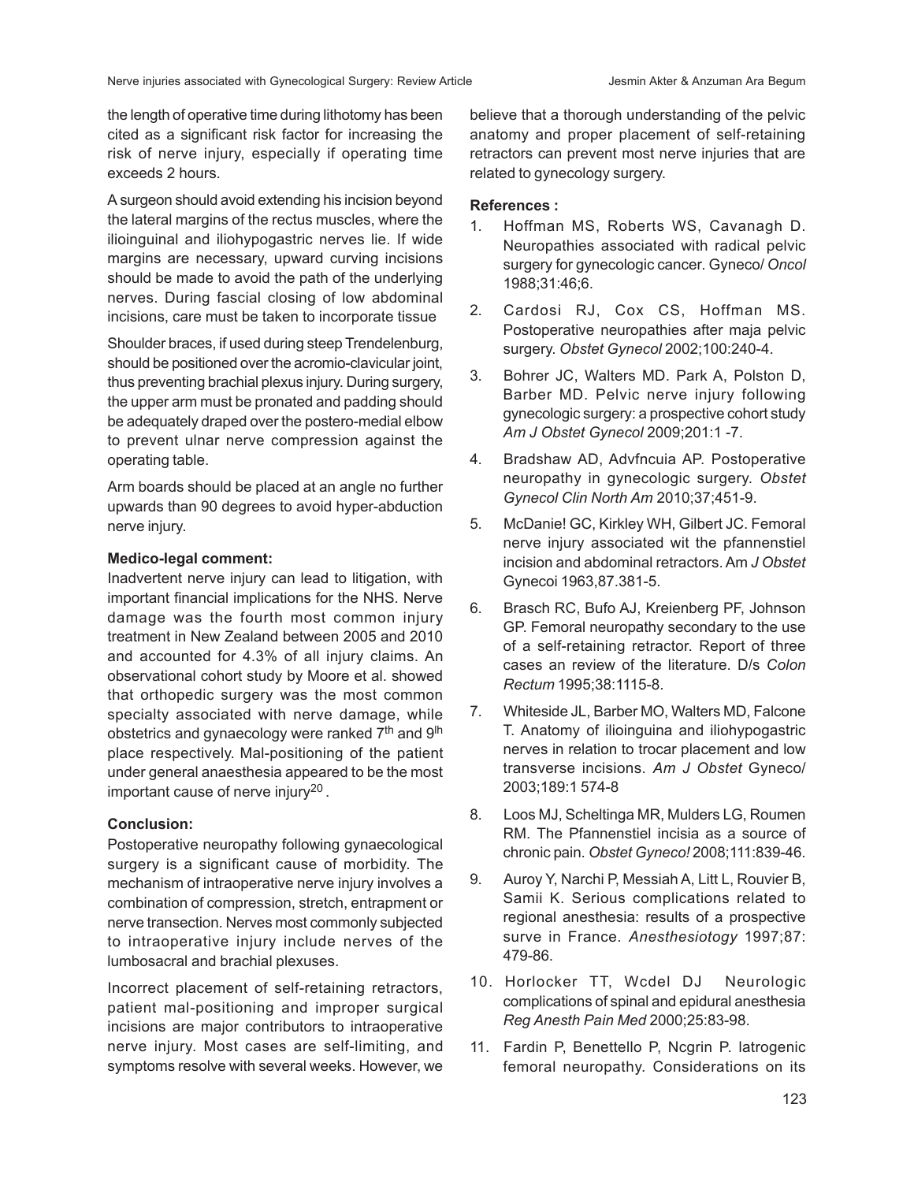the length of operative time during lithotomy has been cited as a significant risk factor for increasing the risk of nerve injury, especially if operating time exceeds 2 hours.

A surgeon should avoid extending his incision beyond the lateral margins of the rectus muscles, where the ilioinguinal and iliohypogastric nerves lie. If wide margins are necessary, upward curving incisions should be made to avoid the path of the underlying nerves. During fascial closing of low abdominal incisions, care must be taken to incorporate tissue

Shoulder braces, if used during steep Trendelenburg, should be positioned over the acromio-clavicular joint, thus preventing brachial plexus injury. During surgery, the upper arm must be pronated and padding should be adequately draped over the postero-medial elbow to prevent ulnar nerve compression against the operating table.

Arm boards should be placed at an angle no further upwards than 90 degrees to avoid hyper-abduction nerve injury.

**Medico-legal comment:**

Inadvertent nerve injury can lead to litigation, with important financial implications for the NHS. Nerve damage was the fourth most common injury treatment in New Zealand between 2005 and 2010 and accounted for 4.3% of all injury claims. An observational cohort study by Moore et al. showed that orthopedic surgery was the most common specialty associated with nerve damage, while obstetrics and gynaecology were ranked 7th and 9th place respectively. Mal-positioning of the patient under general anaesthesia appeared to be the most important cause of nerve injury[20].

**Conclusion:**

Postoperative neuropathy following gynaecological surgery is a significant cause of morbidity. The mechanism of intraoperative nerve injury involves a combination of compression, stretch, entrapment or nerve transection. Nerves most commonly subjected to intraoperative injury include nerves of the lumbosacral and brachial plexuses.

Incorrect placement of self-retaining retractors, patient mal-positioning and improper surgical incisions are major contributors to intraoperative nerve injury. Most cases are self-limiting, and symptoms resolve with several weeks. However, we believe that a thorough understanding of the pelvic anatomy and proper placement of self-retaining retractors can prevent most nerve injuries that are related to gynecology surgery.

**References :**

1. Hoffman MS, Roberts WS, Cavanagh D. Neuropathies associated with radical pelvic surgery for gynecologic cancer. Gyneco/ *Oncol* 1988;31:46;6.
2. Cardosi RJ, Cox CS, Hoffman MS. Postoperative neuropathies after maja pelvic surgery. *Obstet Gynecol* 2002;100:240-4.
3. Bohrer JC, Walters MD. Park A, Polston D, Barber MD. Pelvic nerve injury following gynecologic surgery: a prospective cohort study *Am J Obstet Gynecol* 2009;201:1 -7.
4. Bradshaw AD, Advfncuia AP. Postoperative neuropathy in gynecologic surgery. *Obstet Gynecol Clin North Am* 2010;37;451-9.
5. McDanie! GC, Kirkley WH, Gilbert JC. Femoral nerve injury associated wit the pfannenstiel incision and abdominal retractors. Am *J Obstet* Gynecoi 1963,87.381-5.
6. Brasch RC, Bufo AJ, Kreienberg PF, Johnson GP. Femoral neuropathy secondary to the use of a self-retaining retractor. Report of three cases an review of the literature. D/s *Colon Rectum* 1995;38:1115-8.
7. Whiteside JL, Barber MO, Walters MD, Falcone T. Anatomy of ilioinguina and iliohypogastric nerves in relation to trocar placement and low transverse incisions. *Am J Obstet* Gyneco/ 2003;189:1 574-8
8. Loos MJ, Scheltinga MR, Mulders LG, Roumen RM. The Pfannenstiel incisia as a source of chronic pain. *Obstet Gyneco!* 2008;111:839-46.
9. Auroy Y, Narchi P, Messiah A, Litt L, Rouvier B, Samii K. Serious complications related to regional anesthesia: results of a prospective surve in France. *Anesthesiotogy* 1997;87: 479-86.
10. Horlocker TT, Wcdel DJ Neurologic complications of spinal and epidural anesthesia *Reg Anesth Pain Med* 2000;25:83-98.
11. Fardin P, Benettello P, Ncgrin P. latrogenic femoral neuropathy. Considerations on its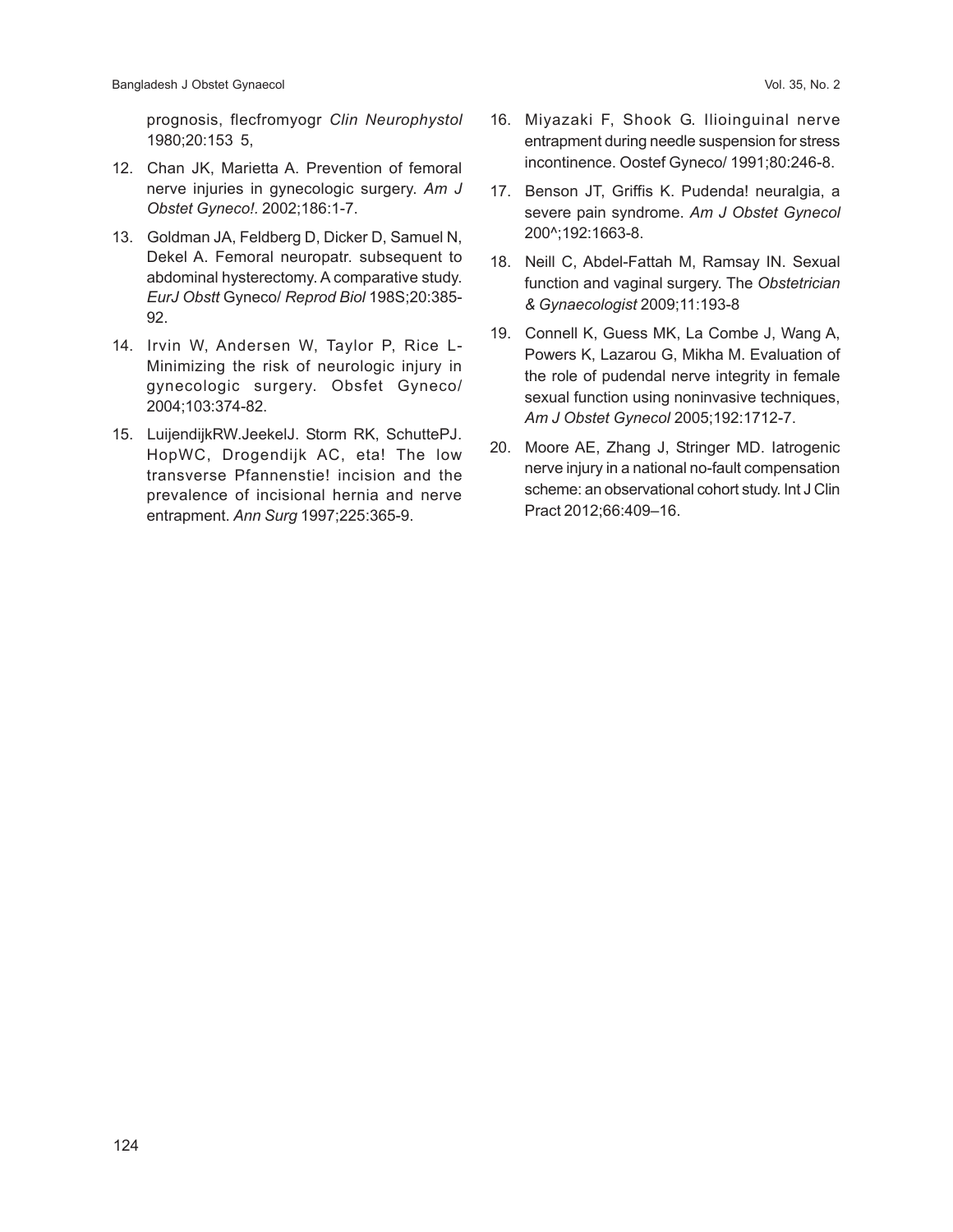prognosis, flecfromyogr *Clin Neurophystol* 1980;20:153 5,

12. Chan JK, Marietta A. Prevention of femoral nerve injuries in gynecologic surgery. *Am J Obstet Gyneco!.* 2002;186:1-7.
13. Goldman JA, Feldberg D, Dicker D, Samuel N, Dekel A. Femoral neuropatr. subsequent to abdominal hysterectomy. A comparative study. *EurJ Obstt* Gyneco/ *Reprod Biol* 198S;20:385-92.
14. Irvin W, Andersen W, Taylor P, Rice L-Minimizing the risk of neurologic injury in gynecologic surgery. Obsfet Gyneco/ 2004;103:374-82.
15. LuijendijkRW.JeekelJ. Storm RK, SchuttePJ. HopWC, Drogendijk AC, eta! The low transverse Pfannenstie! incision and the prevalence of incisional hernia and nerve entrapment. *Ann Surg* 1997;225:365-9.
16. Miyazaki F, Shook G. Ilioinguinal nerve entrapment during needle suspension for stress incontinence. Oostef Gyneco/ 1991;80:246-8.
17. Benson JT, Griffis K. Pudenda! neuralgia, a severe pain syndrome. *Am J Obstet Gynecol* 200^;192:1663-8.
18. Neill C, Abdel-Fattah M, Ramsay IN. Sexual function and vaginal surgery. The *Obstetrician & Gynaecologist* 2009;11:193-8
19. Connell K, Guess MK, La Combe J, Wang A, Powers K, Lazarou G, Mikha M. Evaluation of the role of pudendal nerve integrity in female sexual function using noninvasive techniques, *Am J Obstet Gynecol* 2005;192:1712-7.
20. Moore AE, Zhang J, Stringer MD. Iatrogenic nerve injury in a national no-fault compensation scheme: an observational cohort study. Int J Clin Pract 2012;66:409–16.